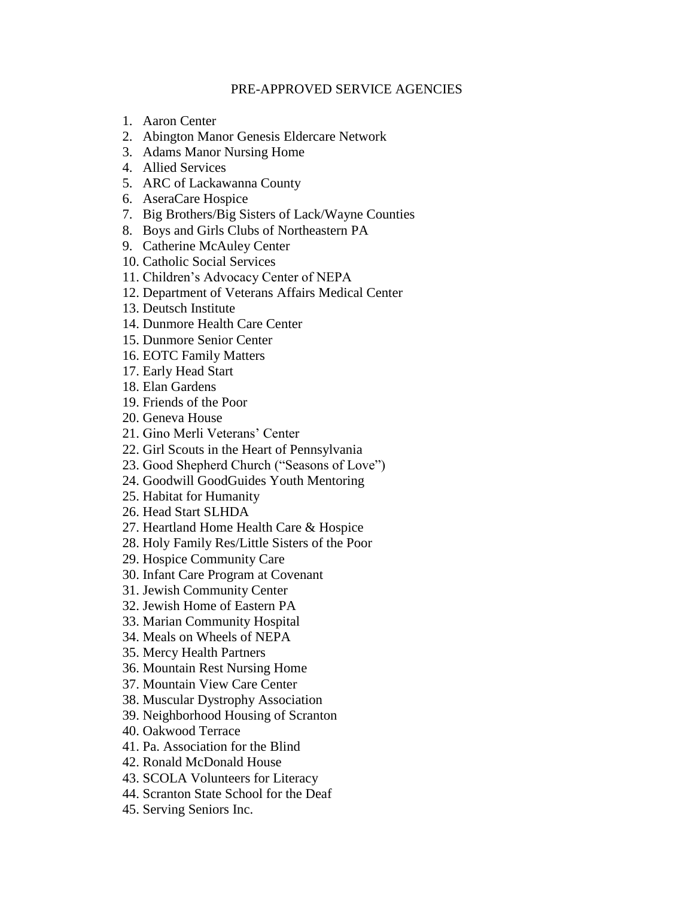# PRE-APPROVED SERVICE AGENCIES

1. Aaron Center
2. Abington Manor Genesis Eldercare Network
3. Adams Manor Nursing Home
4. Allied Services
5. ARC of Lackawanna County
6. AseraCare Hospice
7. Big Brothers/Big Sisters of Lack/Wayne Counties
8. Boys and Girls Clubs of Northeastern PA
9. Catherine McAuley Center
10. Catholic Social Services
11. Children's Advocacy Center of NEPA
12. Department of Veterans Affairs Medical Center
13. Deutsch Institute
14. Dunmore Health Care Center
15. Dunmore Senior Center
16. EOTC Family Matters
17. Early Head Start
18. Elan Gardens
19. Friends of the Poor
20. Geneva House
21. Gino Merli Veterans' Center
22. Girl Scouts in the Heart of Pennsylvania
23. Good Shepherd Church ("Seasons of Love")
24. Goodwill GoodGuides Youth Mentoring
25. Habitat for Humanity
26. Head Start SLHDA
27. Heartland Home Health Care & Hospice
28. Holy Family Res/Little Sisters of the Poor
29. Hospice Community Care
30. Infant Care Program at Covenant
31. Jewish Community Center
32. Jewish Home of Eastern PA
33. Marian Community Hospital
34. Meals on Wheels of NEPA
35. Mercy Health Partners
36. Mountain Rest Nursing Home
37. Mountain View Care Center
38. Muscular Dystrophy Association
39. Neighborhood Housing of Scranton
40. Oakwood Terrace
41. Pa. Association for the Blind
42. Ronald McDonald House
43. SCOLA Volunteers for Literacy
44. Scranton State School for the Deaf
45. Serving Seniors Inc.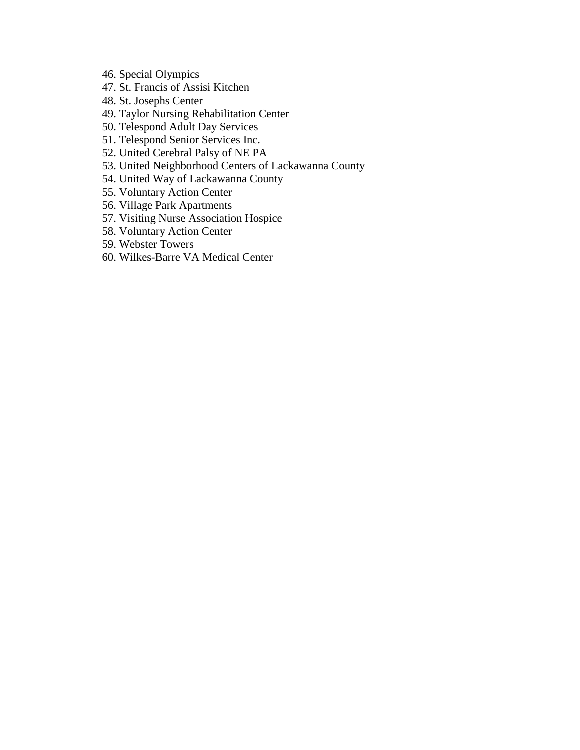46. Special Olympics
47. St. Francis of Assisi Kitchen
48. St. Josephs Center
49. Taylor Nursing Rehabilitation Center
50. Telespond Adult Day Services
51. Telespond Senior Services Inc.
52. United Cerebral Palsy of NE PA
53. United Neighborhood Centers of Lackawanna County
54. United Way of Lackawanna County
55. Voluntary Action Center
56. Village Park Apartments
57. Visiting Nurse Association Hospice
58. Voluntary Action Center
59. Webster Towers
60. Wilkes-Barre VA Medical Center